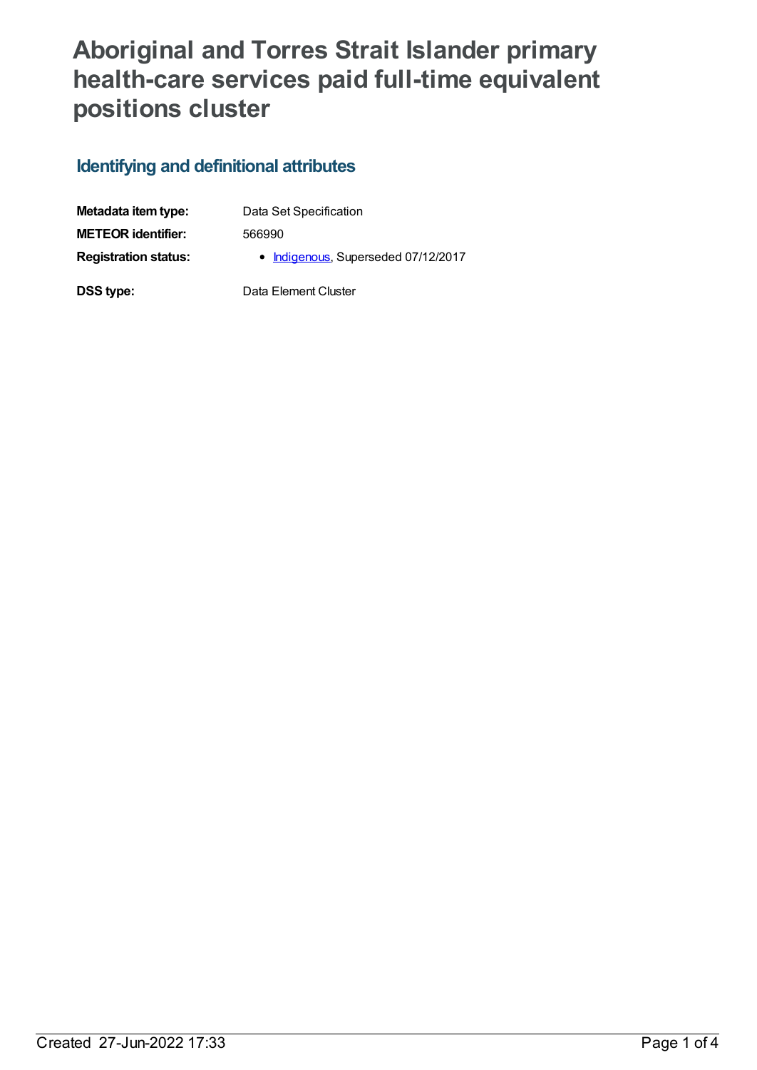# Aboriginal and Torres Strait Islander primary health-care services paid full-time equivalent positions cluster

## Identifying and definitional attributes

| | |
|---|---|
| **Metadata item type:** | Data Set Specification |
| **METEOR identifier:** | 566990 |
| **Registration status:** | • Indigenous, Superseded 07/12/2017 |
| **DSS type:** | Data Element Cluster |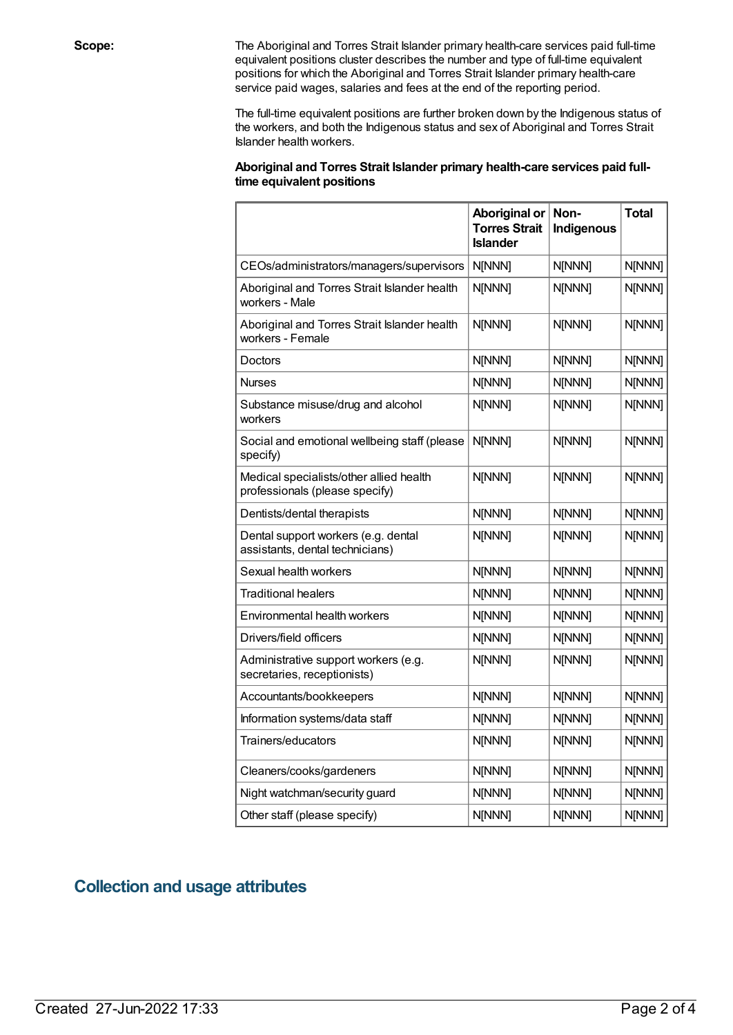**Scope:**

The Aboriginal and Torres Strait Islander primary health-care services paid full-time equivalent positions cluster describes the number and type of full-time equivalent positions for which the Aboriginal and Torres Strait Islander primary health-care service paid wages, salaries and fees at the end of the reporting period.

The full-time equivalent positions are further broken down by the Indigenous status of the workers, and both the Indigenous status and sex of Aboriginal and Torres Strait Islander health workers.

**Aboriginal and Torres Strait Islander primary health-care services paid full-time equivalent positions**

| | Aboriginal or Torres Strait Islander | Non-Indigenous | Total |
|---|---|---|---|
| CEOs/administrators/managers/supervisors | N[NNN] | N[NNN] | N[NNN] |
| Aboriginal and Torres Strait Islander health workers - Male | N[NNN] | N[NNN] | N[NNN] |
| Aboriginal and Torres Strait Islander health workers - Female | N[NNN] | N[NNN] | N[NNN] |
| Doctors | N[NNN] | N[NNN] | N[NNN] |
| Nurses | N[NNN] | N[NNN] | N[NNN] |
| Substance misuse/drug and alcohol workers | N[NNN] | N[NNN] | N[NNN] |
| Social and emotional wellbeing staff (please specify) | N[NNN] | N[NNN] | N[NNN] |
| Medical specialists/other allied health professionals (please specify) | N[NNN] | N[NNN] | N[NNN] |
| Dentists/dental therapists | N[NNN] | N[NNN] | N[NNN] |
| Dental support workers (e.g. dental assistants, dental technicians) | N[NNN] | N[NNN] | N[NNN] |
| Sexual health workers | N[NNN] | N[NNN] | N[NNN] |
| Traditional healers | N[NNN] | N[NNN] | N[NNN] |
| Environmental health workers | N[NNN] | N[NNN] | N[NNN] |
| Drivers/field officers | N[NNN] | N[NNN] | N[NNN] |
| Administrative support workers (e.g. secretaries, receptionists) | N[NNN] | N[NNN] | N[NNN] |
| Accountants/bookkeepers | N[NNN] | N[NNN] | N[NNN] |
| Information systems/data staff | N[NNN] | N[NNN] | N[NNN] |
| Trainers/educators | N[NNN] | N[NNN] | N[NNN] |
| Cleaners/cooks/gardeners | N[NNN] | N[NNN] | N[NNN] |
| Night watchman/security guard | N[NNN] | N[NNN] | N[NNN] |
| Other staff (please specify) | N[NNN] | N[NNN] | N[NNN] |

## Collection and usage attributes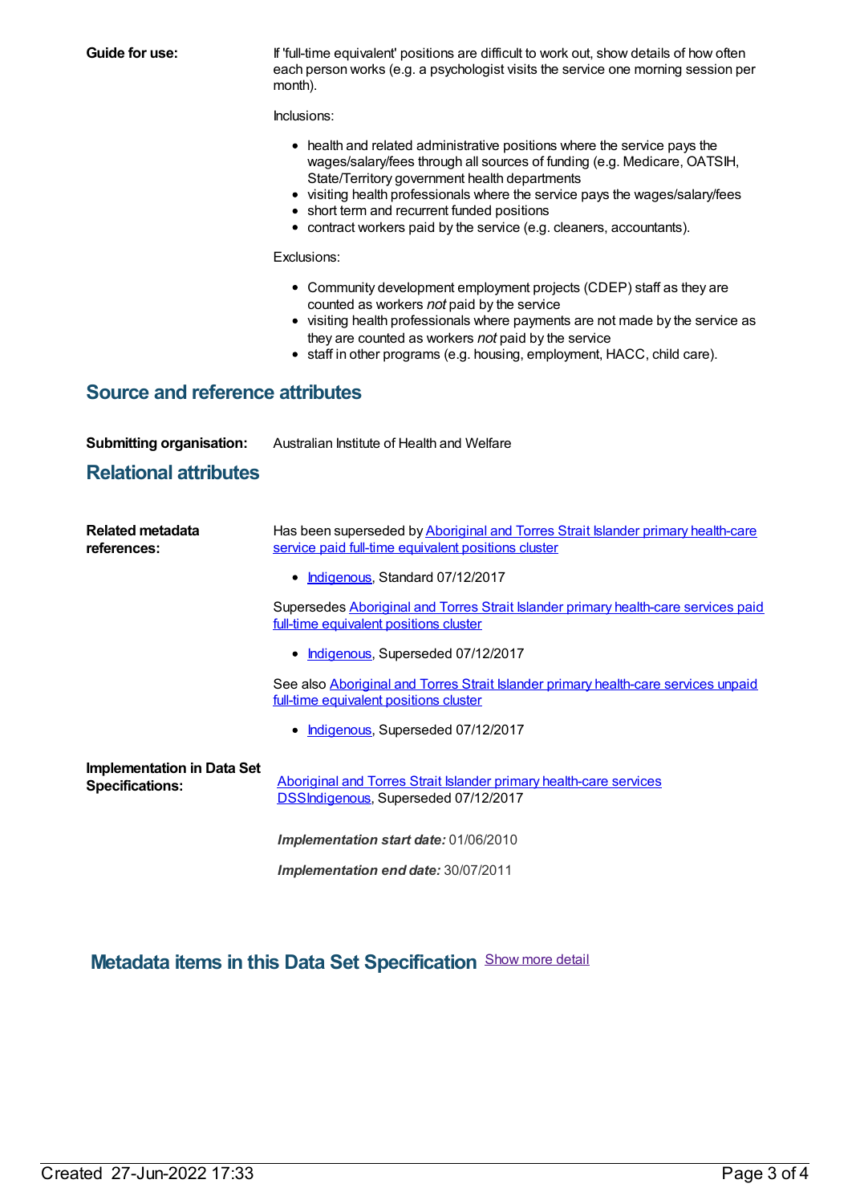**Guide for use:**

If 'full-time equivalent' positions are difficult to work out, show details of how often each person works (e.g. a psychologist visits the service one morning session per month).

Inclusions:

- health and related administrative positions where the service pays the wages/salary/fees through all sources of funding (e.g. Medicare, OATSIH, State/Territory government health departments
- visiting health professionals where the service pays the wages/salary/fees
- short term and recurrent funded positions
- contract workers paid by the service (e.g. cleaners, accountants).

Exclusions:

- Community development employment projects (CDEP) staff as they are counted as workers *not* paid by the service
- visiting health professionals where payments are not made by the service as they are counted as workers *not* paid by the service
- staff in other programs (e.g. housing, employment, HACC, child care).

## Source and reference attributes

**Submitting organisation:** Australian Institute of Health and Welfare

## Relational attributes

**Related metadata references:**

Has been superseded by Aboriginal and Torres Strait Islander primary health-care service paid full-time equivalent positions cluster

- Indigenous, Standard 07/12/2017

Supersedes Aboriginal and Torres Strait Islander primary health-care services paid full-time equivalent positions cluster

- Indigenous, Superseded 07/12/2017

See also Aboriginal and Torres Strait Islander primary health-care services unpaid full-time equivalent positions cluster

- Indigenous, Superseded 07/12/2017

**Implementation in Data Set Specifications:**

Aboriginal and Torres Strait Islander primary health-care services DSSIndigenous, Superseded 07/12/2017

***Implementation start date:*** 01/06/2010

***Implementation end date:*** 30/07/2011

## Metadata items in this Data Set Specification Show more detail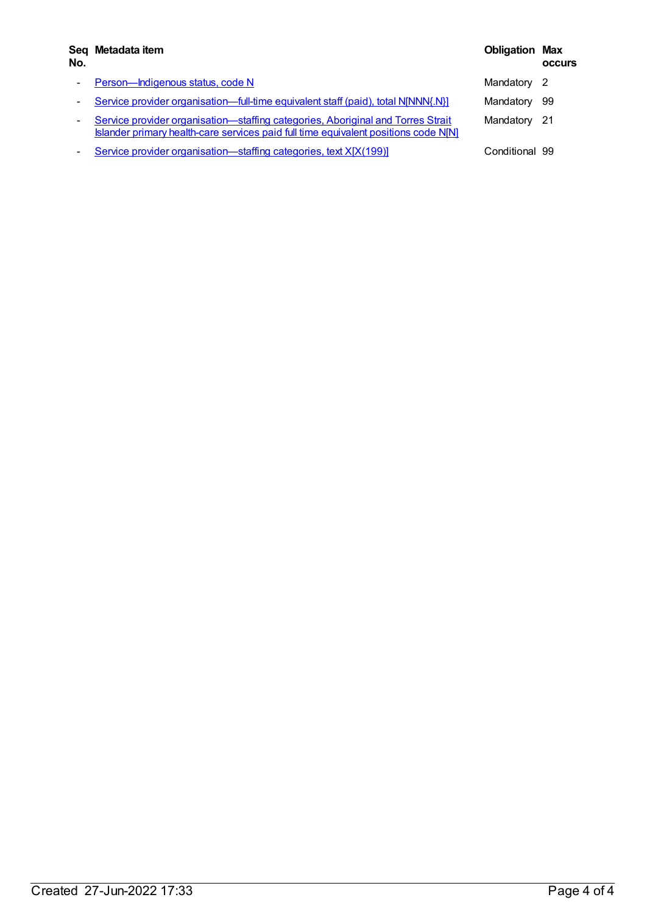| Seq No. | Metadata item | Obligation | Max occurs |
| --- | --- | --- | --- |
| - | Person—Indigenous status, code N | Mandatory | 2 |
| - | Service provider organisation—full-time equivalent staff (paid), total N[NNN{.N}] | Mandatory | 99 |
| - | Service provider organisation—staffing categories, Aboriginal and Torres Strait Islander primary health-care services paid full time equivalent positions code N[N] | Mandatory | 21 |
| - | Service provider organisation—staffing categories, text X[X(199)] | Conditional | 99 |